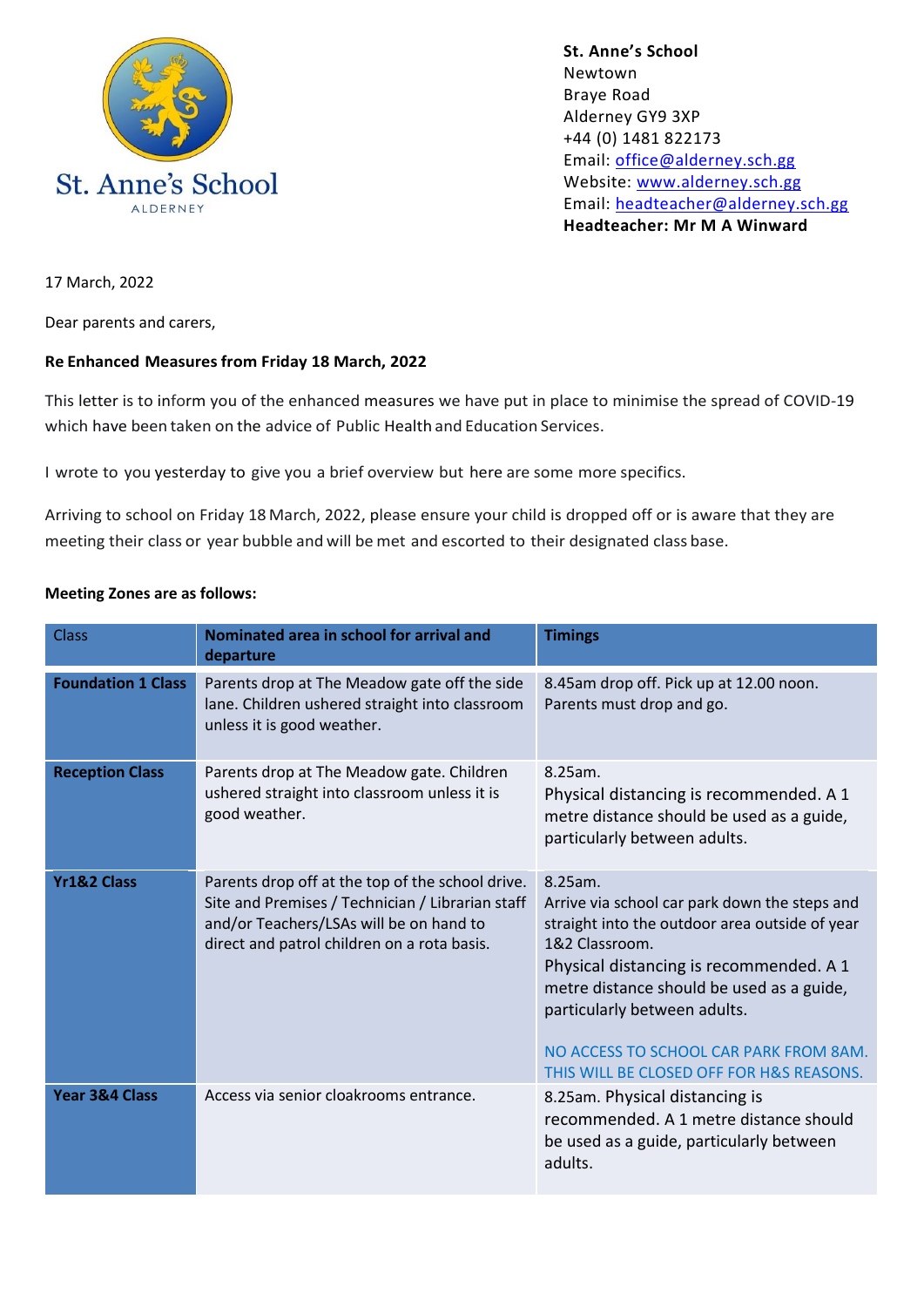St. Anne's School
ALDERNEY

**St. Anne's School**
Newtown
Braye Road
Alderney GY9 3XP
+44 (0) 1481 822173
Email: office@alderney.sch.gg
Website: www.alderney.sch.gg
Email: headteacher@alderney.sch.gg
**Headteacher: Mr M A Winward**

17 March, 2022

Dear parents and carers,

**Re Enhanced Measures from Friday 18 March, 2022**

This letter is to inform you of the enhanced measures we have put in place to minimise the spread of COVID-19 which have been taken on the advice of Public Health and Education Services.

I wrote to you yesterday to give you a brief overview but here are some more specifics.

Arriving to school on Friday 18 March, 2022, please ensure your child is dropped off or is aware that they are meeting their class or year bubble and will be met and escorted to their designated class base.

**Meeting Zones are as follows:**

| Class | Nominated area in school for arrival and departure | Timings |
|---|---|---|
| **Foundation 1 Class** | Parents drop at The Meadow gate off the side lane. Children ushered straight into classroom unless it is good weather. | 8.45am drop off. Pick up at 12.00 noon. Parents must drop and go. |
| **Reception Class** | Parents drop at The Meadow gate. Children ushered straight into classroom unless it is good weather. | 8.25am. Physical distancing is recommended. A 1 metre distance should be used as a guide, particularly between adults. |
| **Yr1&2 Class** | Parents drop off at the top of the school drive. Site and Premises / Technician / Librarian staff and/or Teachers/LSAs will be on hand to direct and patrol children on a rota basis. | 8.25am. Arrive via school car park down the steps and straight into the outdoor area outside of year 1&2 Classroom. Physical distancing is recommended. A 1 metre distance should be used as a guide, particularly between adults. NO ACCESS TO SCHOOL CAR PARK FROM 8AM. THIS WILL BE CLOSED OFF FOR H&S REASONS. |
| **Year 3&4 Class** | Access via senior cloakrooms entrance. | 8.25am. Physical distancing is recommended. A 1 metre distance should be used as a guide, particularly between adults. |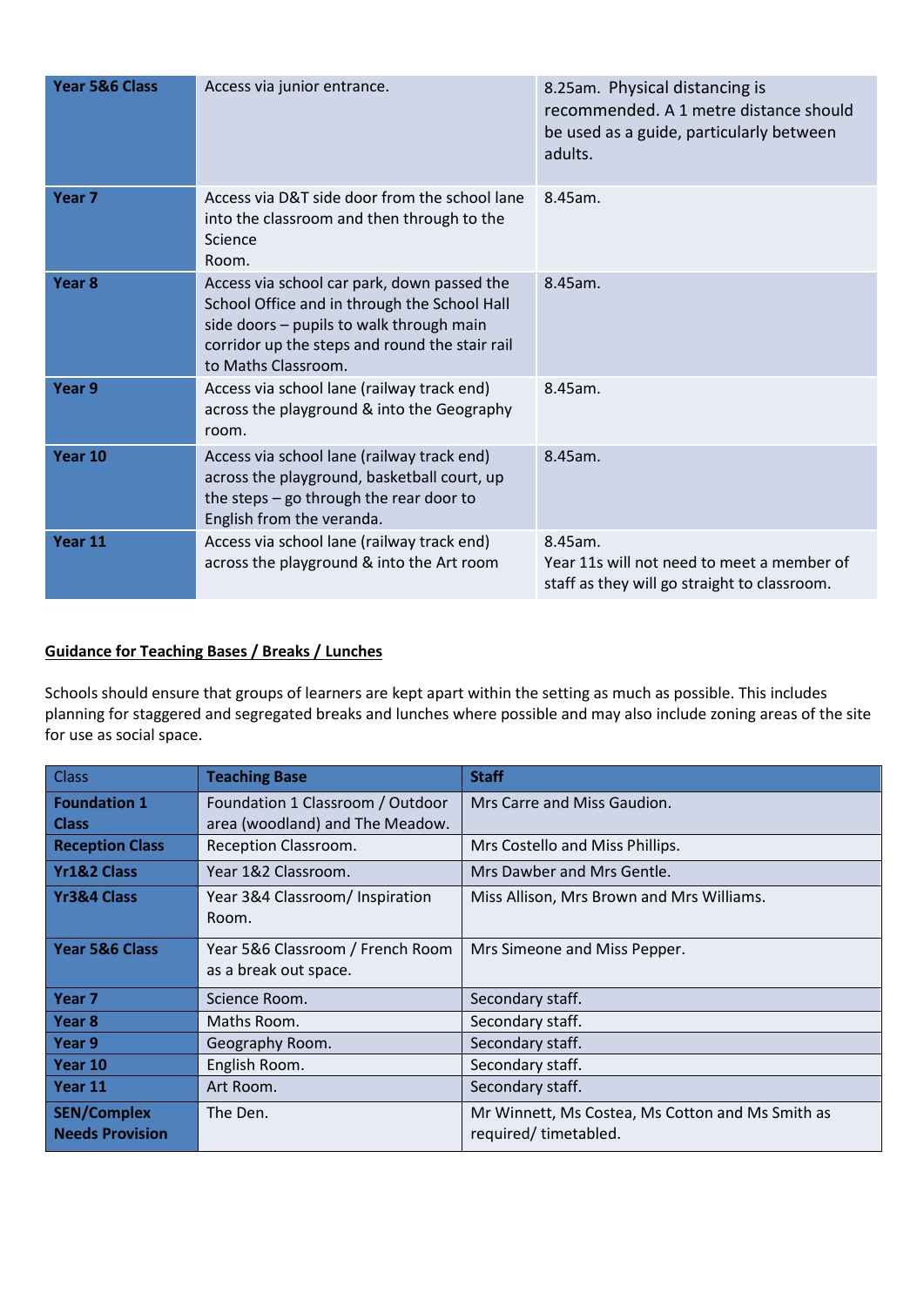| | | |
|---|---|---|
| **Year 5&6 Class** | Access via junior entrance. | 8.25am. Physical distancing is recommended. A 1 metre distance should be used as a guide, particularly between adults. |
| **Year 7** | Access via D&T side door from the school lane into the classroom and then through to the Science Room. | 8.45am. |
| **Year 8** | Access via school car park, down passed the School Office and in through the School Hall side doors – pupils to walk through main corridor up the steps and round the stair rail to Maths Classroom. | 8.45am. |
| **Year 9** | Access via school lane (railway track end) across the playground & into the Geography room. | 8.45am. |
| **Year 10** | Access via school lane (railway track end) across the playground, basketball court, up the steps – go through the rear door to English from the veranda. | 8.45am. |
| **Year 11** | Access via school lane (railway track end) across the playground & into the Art room | 8.45am.<br>Year 11s will not need to meet a member of staff as they will go straight to classroom. |

**Guidance for Teaching Bases / Breaks / Lunches**

Schools should ensure that groups of learners are kept apart within the setting as much as possible. This includes planning for staggered and segregated breaks and lunches where possible and may also include zoning areas of the site for use as social space.

| Class | Teaching Base | Staff |
|---|---|---|
| **Foundation 1 Class** | Foundation 1 Classroom / Outdoor area (woodland) and The Meadow. | Mrs Carre and Miss Gaudion. |
| **Reception Class** | Reception Classroom. | Mrs Costello and Miss Phillips. |
| **Yr1&2 Class** | Year 1&2 Classroom. | Mrs Dawber and Mrs Gentle. |
| **Yr3&4 Class** | Year 3&4 Classroom/ Inspiration Room. | Miss Allison, Mrs Brown and Mrs Williams. |
| **Year 5&6 Class** | Year 5&6 Classroom / French Room as a break out space. | Mrs Simeone and Miss Pepper. |
| **Year 7** | Science Room. | Secondary staff. |
| **Year 8** | Maths Room. | Secondary staff. |
| **Year 9** | Geography Room. | Secondary staff. |
| **Year 10** | English Room. | Secondary staff. |
| **Year 11** | Art Room. | Secondary staff. |
| **SEN/Complex Needs Provision** | The Den. | Mr Winnett, Ms Costea, Ms Cotton and Ms Smith as required/ timetabled. |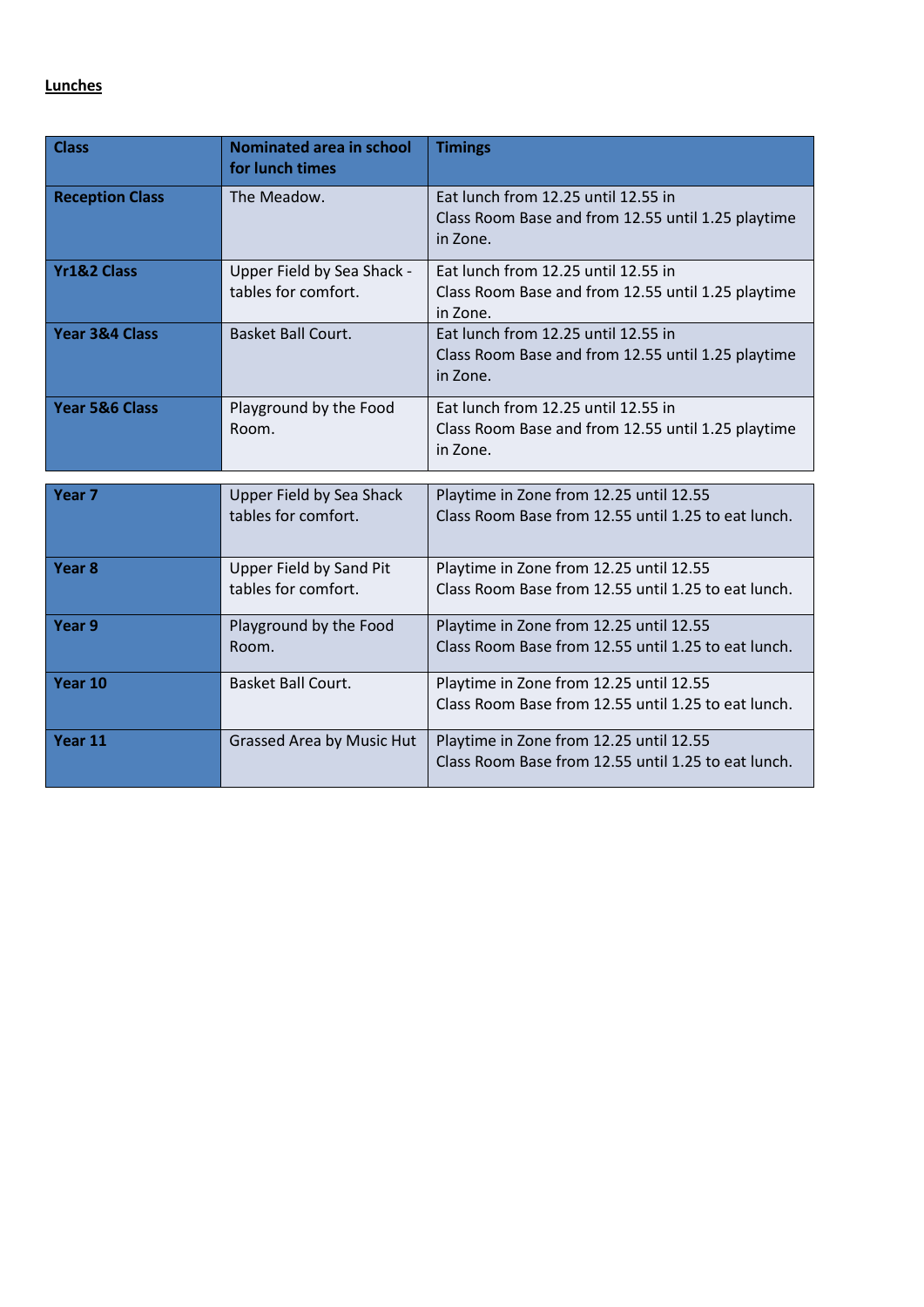**Lunches**

| Class | Nominated area in school for lunch times | Timings |
|---|---|---|
| **Reception Class** | The Meadow. | Eat lunch from 12.25 until 12.55 in Class Room Base and from 12.55 until 1.25 playtime in Zone. |
| **Yr1&2 Class** | Upper Field by Sea Shack - tables for comfort. | Eat lunch from 12.25 until 12.55 in Class Room Base and from 12.55 until 1.25 playtime in Zone. |
| **Year 3&4 Class** | Basket Ball Court. | Eat lunch from 12.25 until 12.55 in Class Room Base and from 12.55 until 1.25 playtime in Zone. |
| **Year 5&6 Class** | Playground by the Food Room. | Eat lunch from 12.25 until 12.55 in Class Room Base and from 12.55 until 1.25 playtime in Zone. |
| **Year 7** | Upper Field by Sea Shack tables for comfort. | Playtime in Zone from 12.25 until 12.55 Class Room Base from 12.55 until 1.25 to eat lunch. |
| **Year 8** | Upper Field by Sand Pit tables for comfort. | Playtime in Zone from 12.25 until 12.55 Class Room Base from 12.55 until 1.25 to eat lunch. |
| **Year 9** | Playground by the Food Room. | Playtime in Zone from 12.25 until 12.55 Class Room Base from 12.55 until 1.25 to eat lunch. |
| **Year 10** | Basket Ball Court. | Playtime in Zone from 12.25 until 12.55 Class Room Base from 12.55 until 1.25 to eat lunch. |
| **Year 11** | Grassed Area by Music Hut | Playtime in Zone from 12.25 until 12.55 Class Room Base from 12.55 until 1.25 to eat lunch. |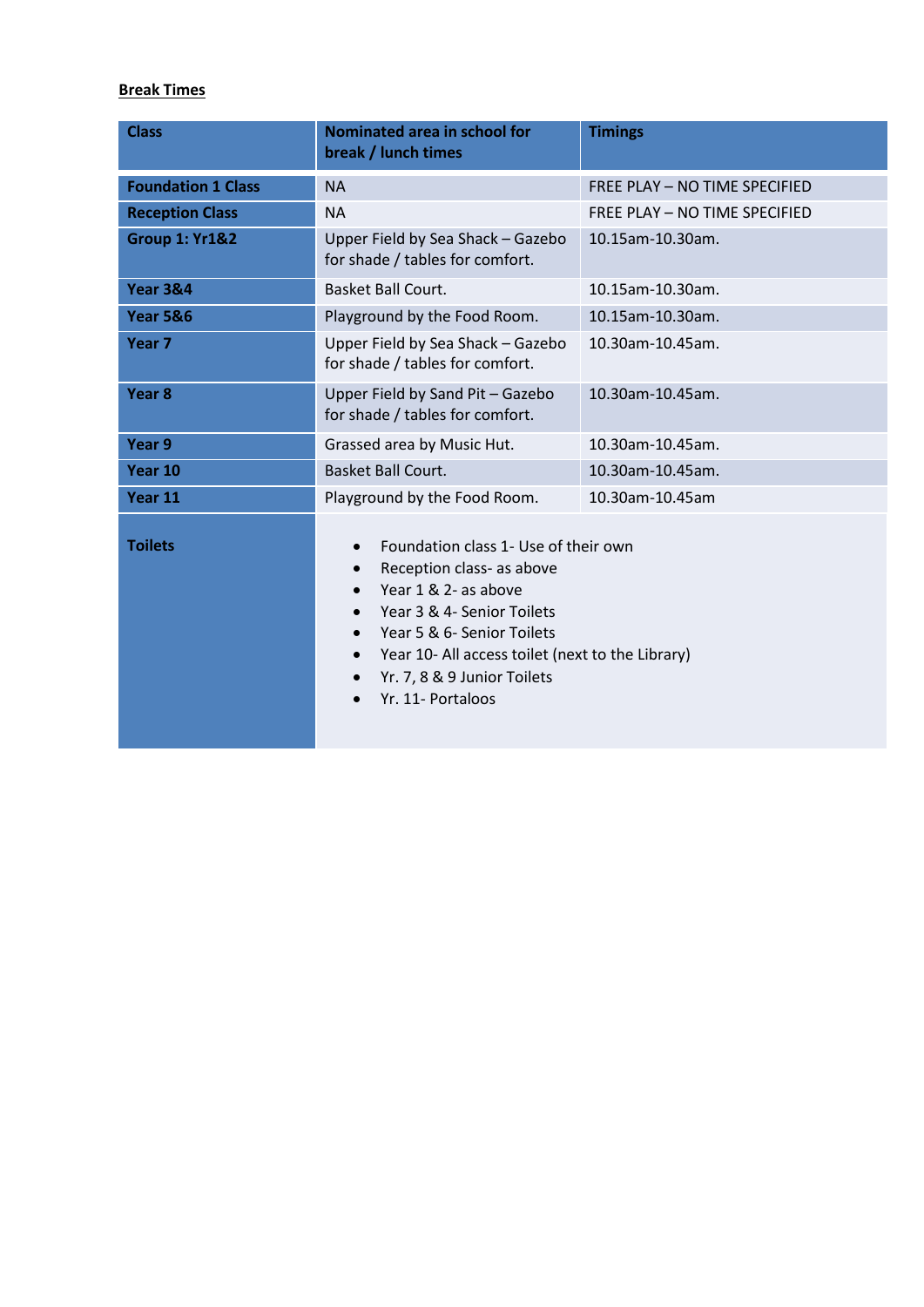**Break Times**

| Class | Nominated area in school for break / lunch times | Timings |
|---|---|---|
| **Foundation 1 Class** | NA | FREE PLAY – NO TIME SPECIFIED |
| **Reception Class** | NA | FREE PLAY – NO TIME SPECIFIED |
| **Group 1: Yr1&2** | Upper Field by Sea Shack – Gazebo for shade / tables for comfort. | 10.15am-10.30am. |
| **Year 3&4** | Basket Ball Court. | 10.15am-10.30am. |
| **Year 5&6** | Playground by the Food Room. | 10.15am-10.30am. |
| **Year 7** | Upper Field by Sea Shack – Gazebo for shade / tables for comfort. | 10.30am-10.45am. |
| **Year 8** | Upper Field by Sand Pit – Gazebo for shade / tables for comfort. | 10.30am-10.45am. |
| **Year 9** | Grassed area by Music Hut. | 10.30am-10.45am. |
| **Year 10** | Basket Ball Court. | 10.30am-10.45am. |
| **Year 11** | Playground by the Food Room. | 10.30am-10.45am |
| **Toilets** | • Foundation class 1- Use of their own<br>• Reception class- as above<br>• Year 1 & 2- as above<br>• Year 3 & 4- Senior Toilets<br>• Year 5 & 6- Senior Toilets<br>• Year 10- All access toilet (next to the Library)<br>• Yr. 7, 8 & 9 Junior Toilets<br>• Yr. 11- Portaloos | |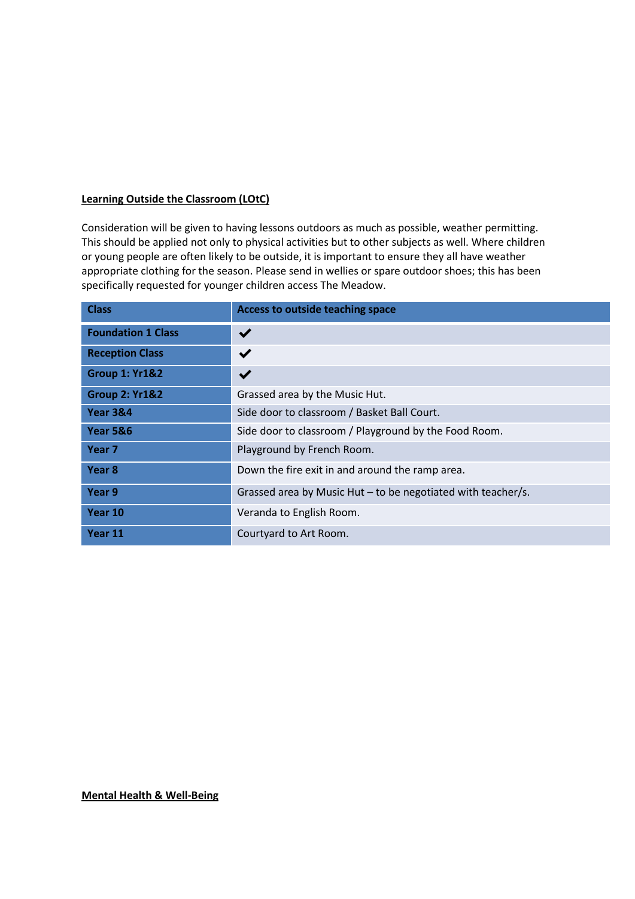**Learning Outside the Classroom (LOtC)**

Consideration will be given to having lessons outdoors as much as possible, weather permitting. This should be applied not only to physical activities but to other subjects as well. Where children or young people are often likely to be outside, it is important to ensure they all have weather appropriate clothing for the season. Please send in wellies or spare outdoor shoes; this has been specifically requested for younger children access The Meadow.

| Class | Access to outside teaching space |
|---|---|
| **Foundation 1 Class** | ✔ |
| **Reception Class** | ✔ |
| **Group 1: Yr1&2** | ✔ |
| **Group 2: Yr1&2** | Grassed area by the Music Hut. |
| **Year 3&4** | Side door to classroom / Basket Ball Court. |
| **Year 5&6** | Side door to classroom / Playground by the Food Room. |
| **Year 7** | Playground by French Room. |
| **Year 8** | Down the fire exit in and around the ramp area. |
| **Year 9** | Grassed area by Music Hut – to be negotiated with teacher/s. |
| **Year 10** | Veranda to English Room. |
| **Year 11** | Courtyard to Art Room. |

**Mental Health & Well-Being**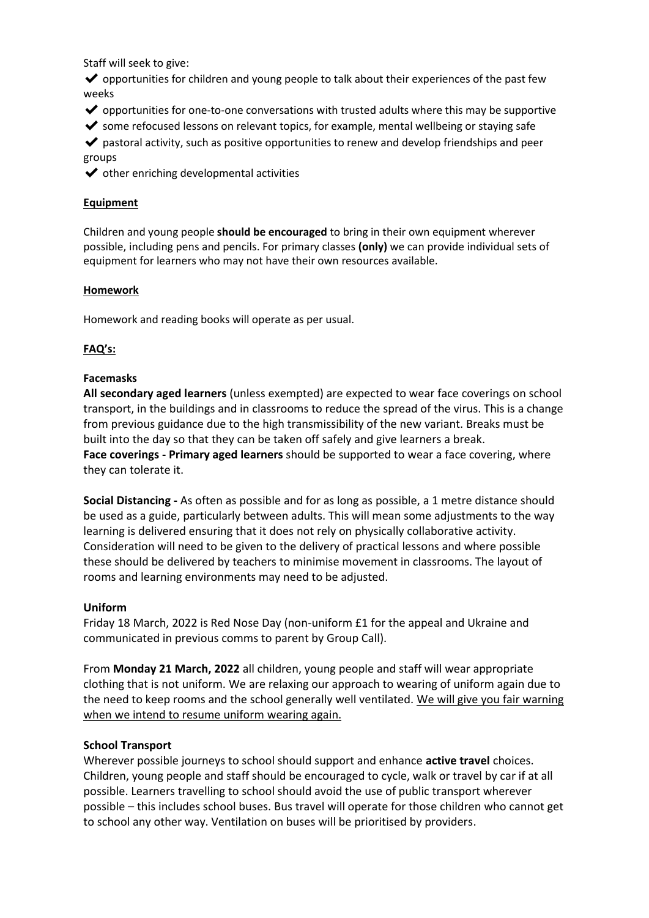Staff will seek to give:

✔ opportunities for children and young people to talk about their experiences of the past few weeks

✔ opportunities for one-to-one conversations with trusted adults where this may be supportive

✔ some refocused lessons on relevant topics, for example, mental wellbeing or staying safe

✔ pastoral activity, such as positive opportunities to renew and develop friendships and peer groups

✔ other enriching developmental activities

**Equipment**

Children and young people **should be encouraged** to bring in their own equipment wherever possible, including pens and pencils. For primary classes **(only)** we can provide individual sets of equipment for learners who may not have their own resources available.

**Homework**

Homework and reading books will operate as per usual.

**FAQ's:**

**Facemasks**

**All secondary aged learners** (unless exempted) are expected to wear face coverings on school transport, in the buildings and in classrooms to reduce the spread of the virus. This is a change from previous guidance due to the high transmissibility of the new variant. Breaks must be built into the day so that they can be taken off safely and give learners a break.

**Face coverings - Primary aged learners** should be supported to wear a face covering, where they can tolerate it.

**Social Distancing -** As often as possible and for as long as possible, a 1 metre distance should be used as a guide, particularly between adults. This will mean some adjustments to the way learning is delivered ensuring that it does not rely on physically collaborative activity. Consideration will need to be given to the delivery of practical lessons and where possible these should be delivered by teachers to minimise movement in classrooms. The layout of rooms and learning environments may need to be adjusted.

**Uniform**

Friday 18 March, 2022 is Red Nose Day (non-uniform £1 for the appeal and Ukraine and communicated in previous comms to parent by Group Call).

From **Monday 21 March, 2022** all children, young people and staff will wear appropriate clothing that is not uniform. We are relaxing our approach to wearing of uniform again due to the need to keep rooms and the school generally well ventilated. We will give you fair warning when we intend to resume uniform wearing again.

**School Transport**

Wherever possible journeys to school should support and enhance **active travel** choices. Children, young people and staff should be encouraged to cycle, walk or travel by car if at all possible. Learners travelling to school should avoid the use of public transport wherever possible – this includes school buses. Bus travel will operate for those children who cannot get to school any other way. Ventilation on buses will be prioritised by providers.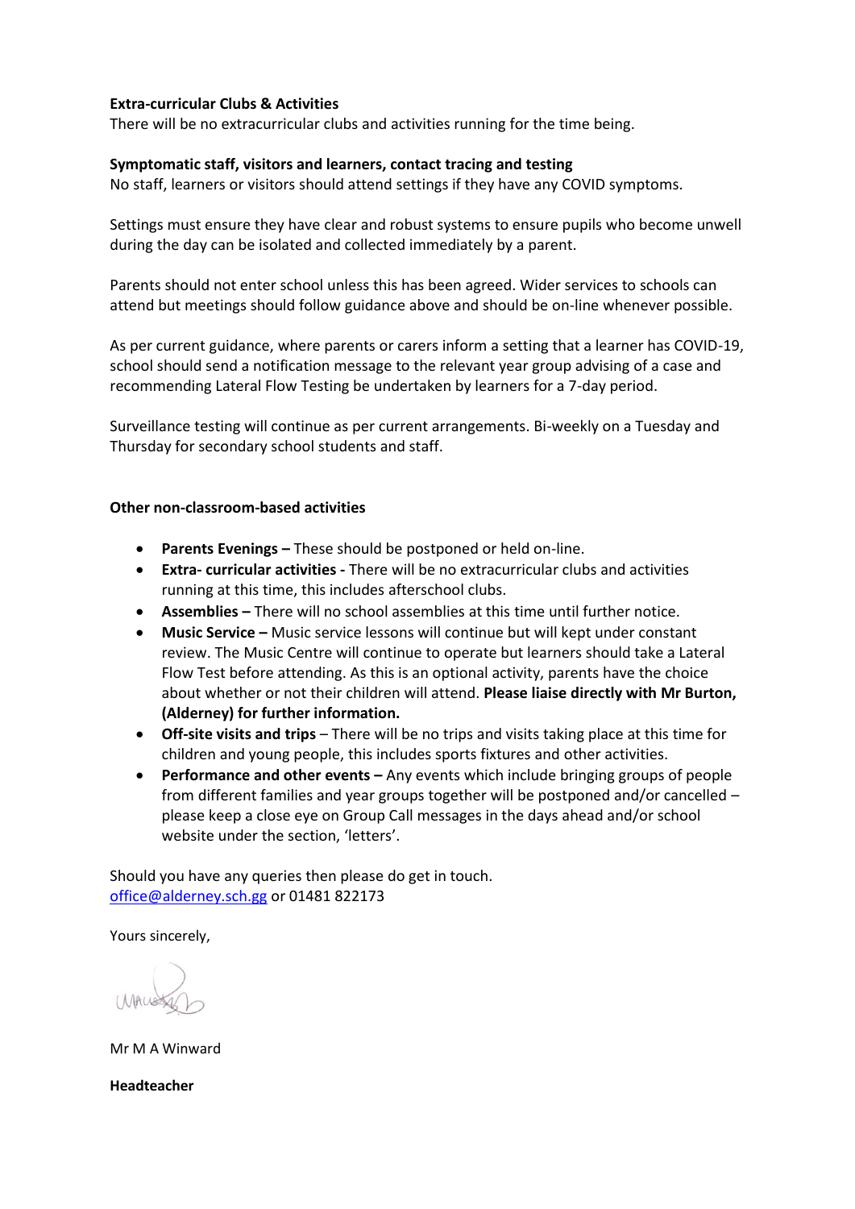**Extra-curricular Clubs & Activities**
There will be no extracurricular clubs and activities running for the time being.

**Symptomatic staff, visitors and learners, contact tracing and testing**
No staff, learners or visitors should attend settings if they have any COVID symptoms.

Settings must ensure they have clear and robust systems to ensure pupils who become unwell during the day can be isolated and collected immediately by a parent.

Parents should not enter school unless this has been agreed. Wider services to schools can attend but meetings should follow guidance above and should be on-line whenever possible.

As per current guidance, where parents or carers inform a setting that a learner has COVID-19, school should send a notification message to the relevant year group advising of a case and recommending Lateral Flow Testing be undertaken by learners for a 7-day period.

Surveillance testing will continue as per current arrangements. Bi-weekly on a Tuesday and Thursday for secondary school students and staff.

**Other non-classroom-based activities**

- **Parents Evenings –** These should be postponed or held on-line.
- **Extra- curricular activities -** There will be no extracurricular clubs and activities running at this time, this includes afterschool clubs.
- **Assemblies –** There will no school assemblies at this time until further notice.
- **Music Service –** Music service lessons will continue but will kept under constant review. The Music Centre will continue to operate but learners should take a Lateral Flow Test before attending. As this is an optional activity, parents have the choice about whether or not their children will attend. **Please liaise directly with Mr Burton, (Alderney) for further information.**
- **Off-site visits and trips** – There will be no trips and visits taking place at this time for children and young people, this includes sports fixtures and other activities.
- **Performance and other events –** Any events which include bringing groups of people from different families and year groups together will be postponed and/or cancelled – please keep a close eye on Group Call messages in the days ahead and/or school website under the section, 'letters'.

Should you have any queries then please do get in touch.
office@alderney.sch.gg or 01481 822173

Yours sincerely,

Mr M A Winward

**Headteacher**